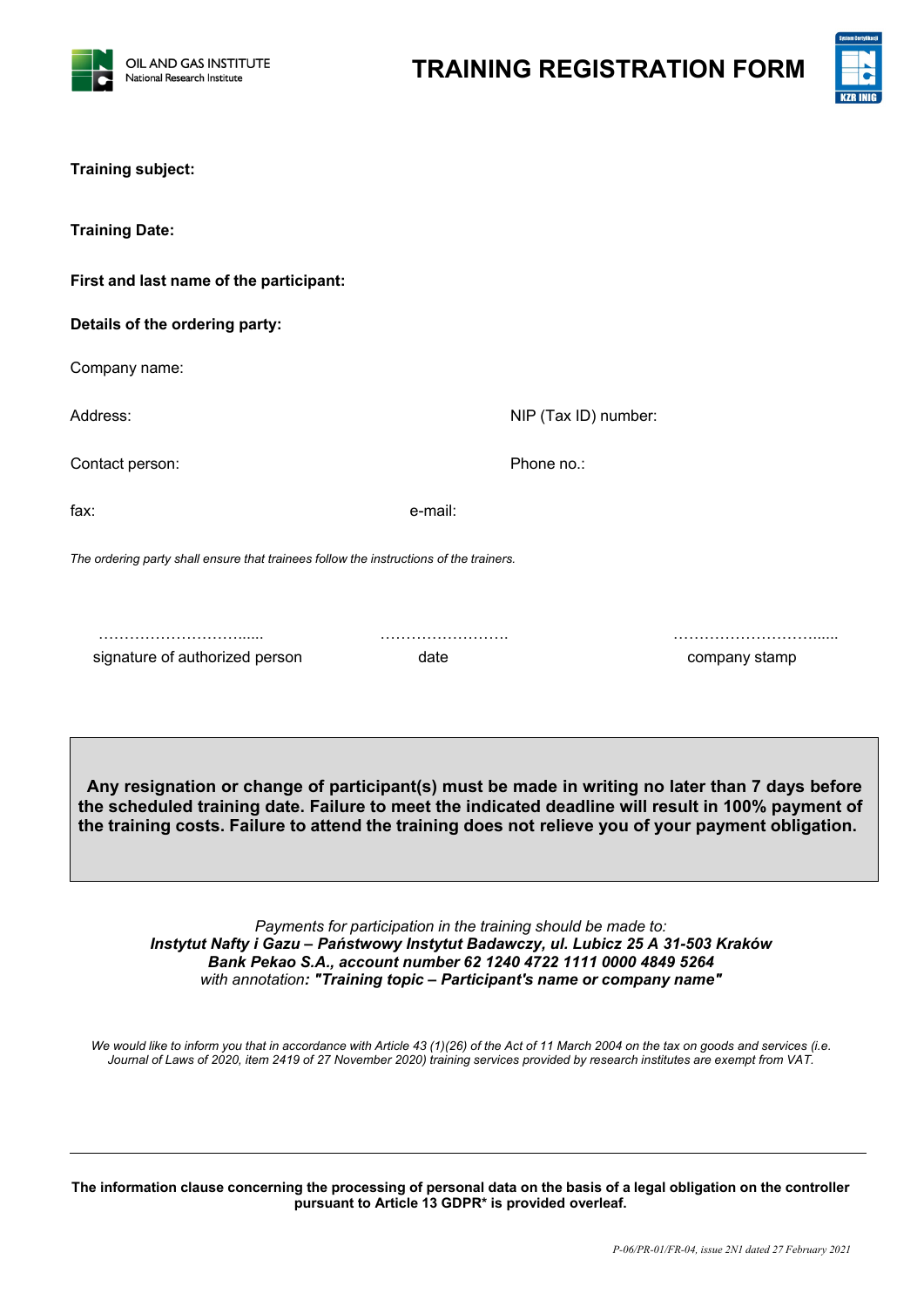OIL AND GAS INSTITUTE
National Research Institute

# TRAINING REGISTRATION FORM

**Training subject:**

**Training Date:**

**First and last name of the participant:**

**Details of the ordering party:**

Company name:

Address: NIP (Tax ID) number:

Contact person: Phone no.:

fax: e-mail:

*The ordering party shall ensure that trainees follow the instructions of the trainers.*

| ………………………...... | ……………………. | ………………………...... |
|---|---|---|
| signature of authorized person | date | company stamp |

**Any resignation or change of participant(s) must be made in writing no later than 7 days before the scheduled training date. Failure to meet the indicated deadline will result in 100% payment of the training costs. Failure to attend the training does not relieve you of your payment obligation.**

*Payments for participation in the training should be made to:*
***Instytut Nafty i Gazu – Państwowy Instytut Badawczy, ul. Lubicz 25 A 31-503 Kraków***
***Bank Pekao S.A., account number 62 1240 4722 1111 0000 4849 5264***
*with annotation**: "Training topic – Participant's name or company name"***

*We would like to inform you that in accordance with Article 43 (1)(26) of the Act of 11 March 2004 on the tax on goods and services (i.e. Journal of Laws of 2020, item 2419 of 27 November 2020) training services provided by research institutes are exempt from VAT.*

---

**The information clause concerning the processing of personal data on the basis of a legal obligation on the controller pursuant to Article 13 GDPR* is provided overleaf.**

*P-06/PR-01/FR-04, issue 2N1 dated 27 February 2021*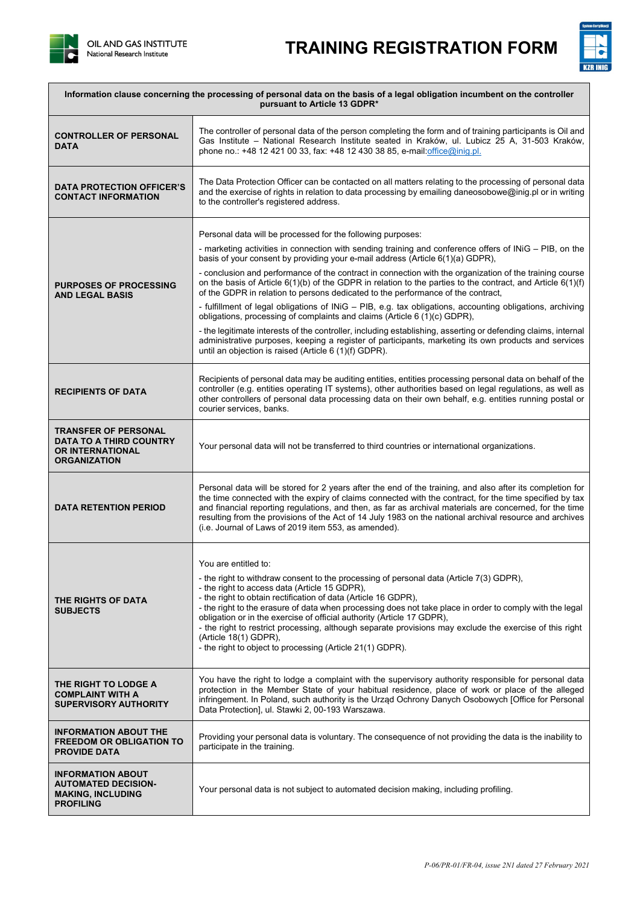# TRAINING REGISTRATION FORM

| Information clause concerning the processing of personal data on the basis of a legal obligation incumbent on the controller pursuant to Article 13 GDPR* | |
|---|---|
| **CONTROLLER OF PERSONAL DATA** | The controller of personal data of the person completing the form and of training participants is Oil and Gas Institute – National Research Institute seated in Kraków, ul. Lubicz 25 A, 31-503 Kraków, phone no.: +48 12 421 00 33, fax: +48 12 430 38 85, e-mail:office@inig.pl. |
| **DATA PROTECTION OFFICER'S CONTACT INFORMATION** | The Data Protection Officer can be contacted on all matters relating to the processing of personal data and the exercise of rights in relation to data processing by emailing daneosobowe@inig.pl or in writing to the controller's registered address. |
| **PURPOSES OF PROCESSING AND LEGAL BASIS** | Personal data will be processed for the following purposes:<br>- marketing activities in connection with sending training and conference offers of INiG – PIB, on the basis of your consent by providing your e-mail address (Article 6(1)(a) GDPR),<br>- conclusion and performance of the contract in connection with the organization of the training course on the basis of Article 6(1)(b) of the GDPR in relation to the parties to the contract, and Article 6(1)(f) of the GDPR in relation to persons dedicated to the performance of the contract,<br>- fulfillment of legal obligations of INiG – PIB, e.g. tax obligations, accounting obligations, archiving obligations, processing of complaints and claims (Article 6 (1)(c) GDPR),<br>- the legitimate interests of the controller, including establishing, asserting or defending claims, internal administrative purposes, keeping a register of participants, marketing its own products and services until an objection is raised (Article 6 (1)(f) GDPR). |
| **RECIPIENTS OF DATA** | Recipients of personal data may be auditing entities, entities processing personal data on behalf of the controller (e.g. entities operating IT systems), other authorities based on legal regulations, as well as other controllers of personal data processing data on their own behalf, e.g. entities running postal or courier services, banks. |
| **TRANSFER OF PERSONAL DATA TO A THIRD COUNTRY OR INTERNATIONAL ORGANIZATION** | Your personal data will not be transferred to third countries or international organizations. |
| **DATA RETENTION PERIOD** | Personal data will be stored for 2 years after the end of the training, and also after its completion for the time connected with the expiry of claims connected with the contract, for the time specified by tax and financial reporting regulations, and then, as far as archival materials are concerned, for the time resulting from the provisions of the Act of 14 July 1983 on the national archival resource and archives (i.e. Journal of Laws of 2019 item 553, as amended). |
| **THE RIGHTS OF DATA SUBJECTS** | You are entitled to:<br>- the right to withdraw consent to the processing of personal data (Article 7(3) GDPR),<br>- the right to access data (Article 15 GDPR),<br>- the right to obtain rectification of data (Article 16 GDPR),<br>- the right to the erasure of data when processing does not take place in order to comply with the legal obligation or in the exercise of official authority (Article 17 GDPR),<br>- the right to restrict processing, although separate provisions may exclude the exercise of this right (Article 18(1) GDPR),<br>- the right to object to processing (Article 21(1) GDPR). |
| **THE RIGHT TO LODGE A COMPLAINT WITH A SUPERVISORY AUTHORITY** | You have the right to lodge a complaint with the supervisory authority responsible for personal data protection in the Member State of your habitual residence, place of work or place of the alleged infringement. In Poland, such authority is the Urząd Ochrony Danych Osobowych [Office for Personal Data Protection], ul. Stawki 2, 00-193 Warszawa. |
| **INFORMATION ABOUT THE FREEDOM OR OBLIGATION TO PROVIDE DATA** | Providing your personal data is voluntary. The consequence of not providing the data is the inability to participate in the training. |
| **INFORMATION ABOUT AUTOMATED DECISION-MAKING, INCLUDING PROFILING** | Your personal data is not subject to automated decision making, including profiling. |

*P-06/PR-01/FR-04, issue 2N1 dated 27 February 2021*